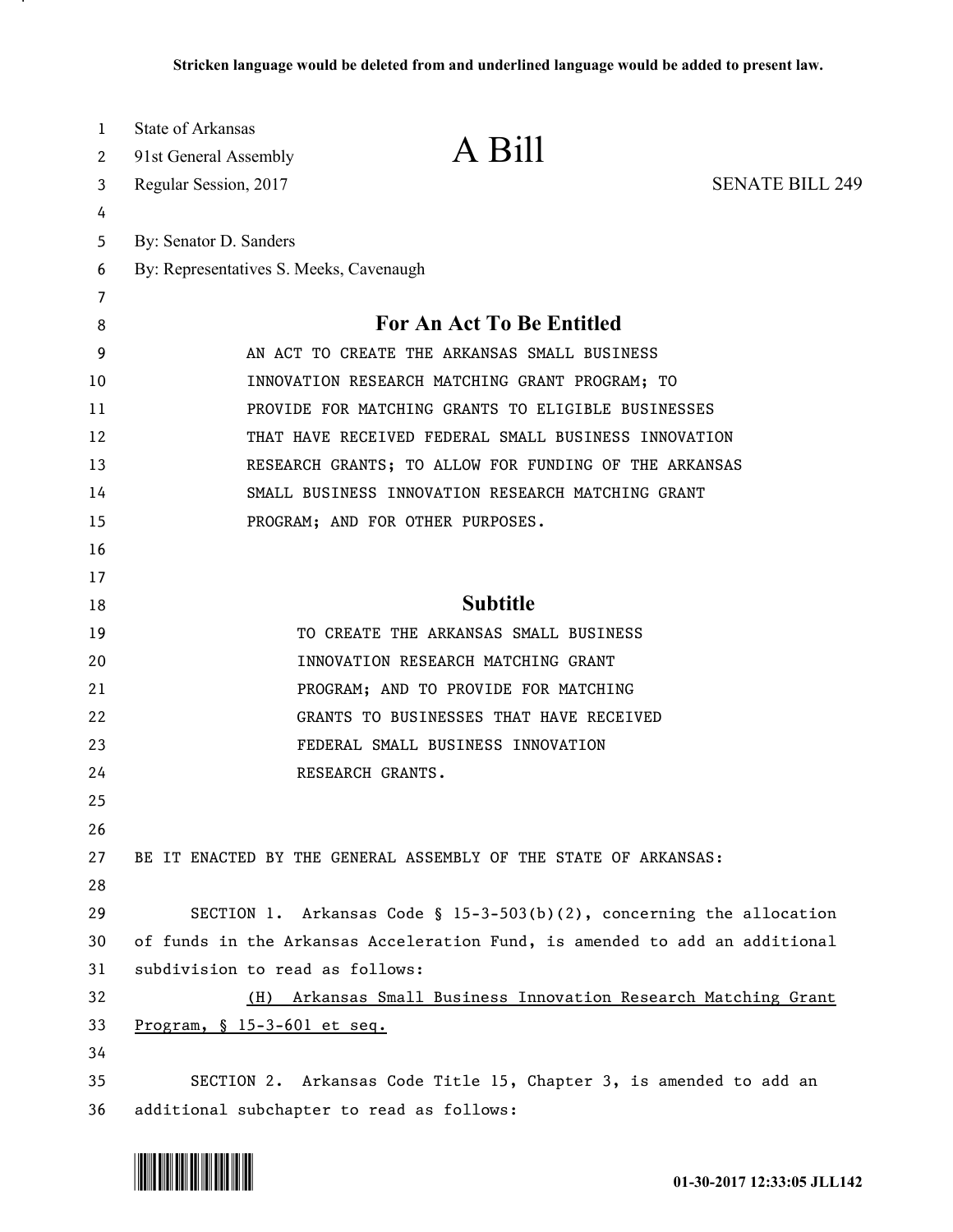Stricken language would be deleted from and underlined language would be added to present law.

State of Arkansas
91st General Assembly
Regular Session, 2017

# A Bill

SENATE BILL 249

By: Senator D. Sanders
By: Representatives S. Meeks, Cavenaugh

## For An Act To Be Entitled

AN ACT TO CREATE THE ARKANSAS SMALL BUSINESS INNOVATION RESEARCH MATCHING GRANT PROGRAM; TO PROVIDE FOR MATCHING GRANTS TO ELIGIBLE BUSINESSES THAT HAVE RECEIVED FEDERAL SMALL BUSINESS INNOVATION RESEARCH GRANTS; TO ALLOW FOR FUNDING OF THE ARKANSAS SMALL BUSINESS INNOVATION RESEARCH MATCHING GRANT PROGRAM; AND FOR OTHER PURPOSES.

## Subtitle

TO CREATE THE ARKANSAS SMALL BUSINESS INNOVATION RESEARCH MATCHING GRANT PROGRAM; AND TO PROVIDE FOR MATCHING GRANTS TO BUSINESSES THAT HAVE RECEIVED FEDERAL SMALL BUSINESS INNOVATION RESEARCH GRANTS.

BE IT ENACTED BY THE GENERAL ASSEMBLY OF THE STATE OF ARKANSAS:

SECTION 1. Arkansas Code § 15-3-503(b)(2), concerning the allocation of funds in the Arkansas Acceleration Fund, is amended to add an additional subdivision to read as follows:

(H) Arkansas Small Business Innovation Research Matching Grant Program, § 15-3-601 et seq.

SECTION 2. Arkansas Code Title 15, Chapter 3, is amended to add an additional subchapter to read as follows: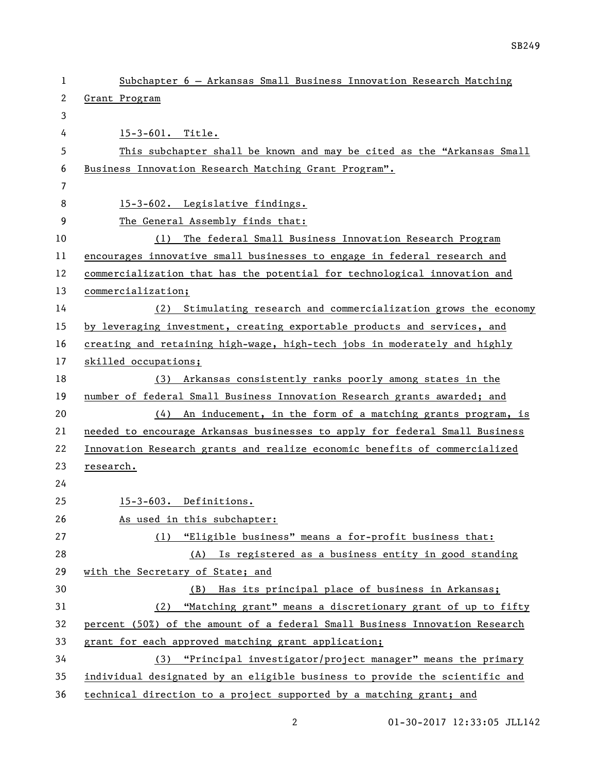Subchapter 6 — Arkansas Small Business Innovation Research Matching Grant Program

15-3-601. Title.

This subchapter shall be known and may be cited as the "Arkansas Small Business Innovation Research Matching Grant Program".

15-3-602. Legislative findings.

The General Assembly finds that:

(1) The federal Small Business Innovation Research Program encourages innovative small businesses to engage in federal research and commercialization that has the potential for technological innovation and commercialization;

(2) Stimulating research and commercialization grows the economy by leveraging investment, creating exportable products and services, and creating and retaining high-wage, high-tech jobs in moderately and highly skilled occupations;

(3) Arkansas consistently ranks poorly among states in the number of federal Small Business Innovation Research grants awarded; and

(4) An inducement, in the form of a matching grants program, is needed to encourage Arkansas businesses to apply for federal Small Business Innovation Research grants and realize economic benefits of commercialized research.

15-3-603. Definitions.

As used in this subchapter:

(1) "Eligible business" means a for-profit business that:

(A) Is registered as a business entity in good standing with the Secretary of State; and

(B) Has its principal place of business in Arkansas;

(2) "Matching grant" means a discretionary grant of up to fifty percent (50%) of the amount of a federal Small Business Innovation Research grant for each approved matching grant application;

(3) "Principal investigator/project manager" means the primary individual designated by an eligible business to provide the scientific and technical direction to a project supported by a matching grant; and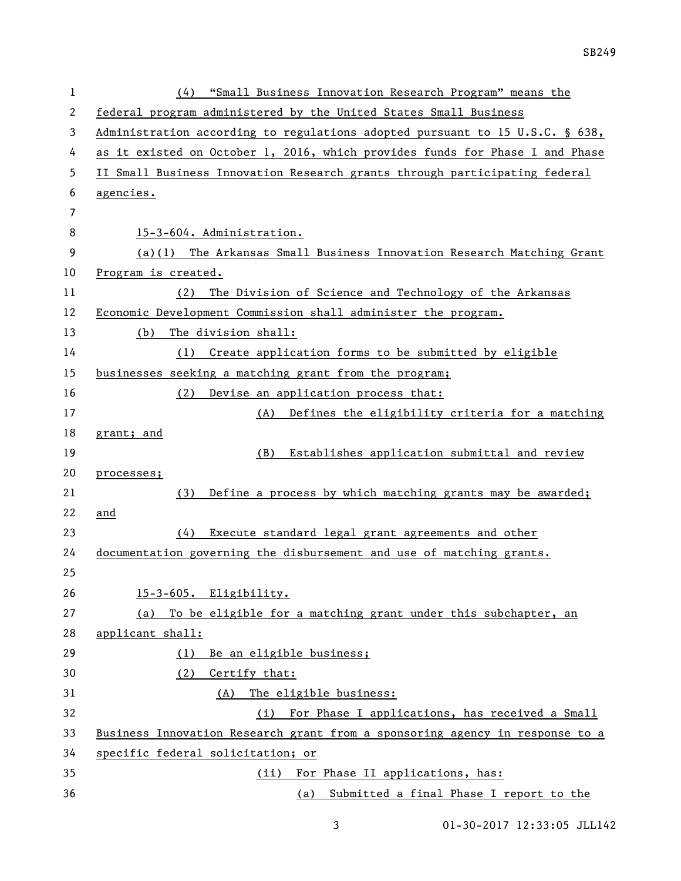(4) "Small Business Innovation Research Program" means the federal program administered by the United States Small Business Administration according to regulations adopted pursuant to 15 U.S.C. § 638, as it existed on October 1, 2016, which provides funds for Phase I and Phase II Small Business Innovation Research grants through participating federal agencies.

15-3-604. Administration.

(a)(1) The Arkansas Small Business Innovation Research Matching Grant Program is created.

(2) The Division of Science and Technology of the Arkansas Economic Development Commission shall administer the program.

(b) The division shall:

(1) Create application forms to be submitted by eligible businesses seeking a matching grant from the program;

(2) Devise an application process that:

(A) Defines the eligibility criteria for a matching grant; and

(B) Establishes application submittal and review processes;

(3) Define a process by which matching grants may be awarded; and

(4) Execute standard legal grant agreements and other documentation governing the disbursement and use of matching grants.

15-3-605. Eligibility.

(a) To be eligible for a matching grant under this subchapter, an applicant shall:

(1) Be an eligible business;

(2) Certify that:

(A) The eligible business:

(i) For Phase I applications, has received a Small Business Innovation Research grant from a sponsoring agency in response to a specific federal solicitation; or

(ii) For Phase II applications, has:

(a) Submitted a final Phase I report to the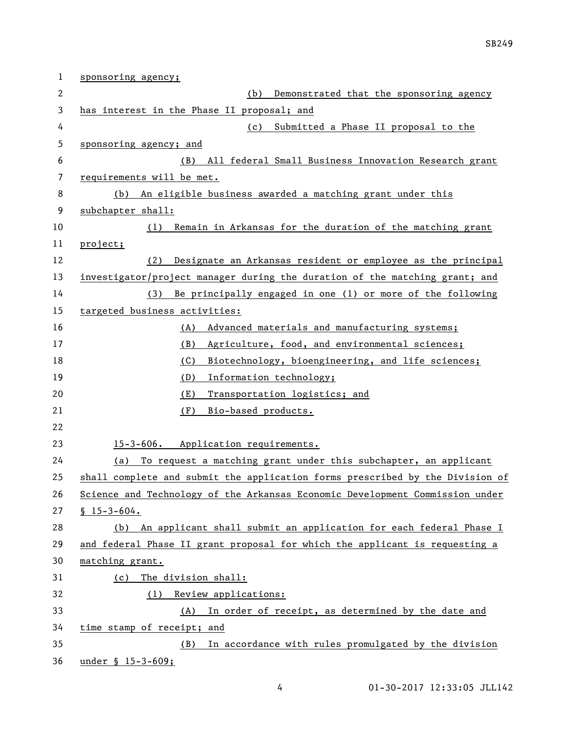sponsoring agency;

(b) Demonstrated that the sponsoring agency has interest in the Phase II proposal; and

(c) Submitted a Phase II proposal to the sponsoring agency; and

(B) All federal Small Business Innovation Research grant requirements will be met.

(b) An eligible business awarded a matching grant under this subchapter shall:

(1) Remain in Arkansas for the duration of the matching grant project;

(2) Designate an Arkansas resident or employee as the principal investigator/project manager during the duration of the matching grant; and

(3) Be principally engaged in one (1) or more of the following targeted business activities:

(A) Advanced materials and manufacturing systems;

(B) Agriculture, food, and environmental sciences;

(C) Biotechnology, bioengineering, and life sciences;

(D) Information technology;

(E) Transportation logistics; and

(F) Bio-based products.

15-3-606. Application requirements.

(a) To request a matching grant under this subchapter, an applicant shall complete and submit the application forms prescribed by the Division of Science and Technology of the Arkansas Economic Development Commission under § 15-3-604.

(b) An applicant shall submit an application for each federal Phase I and federal Phase II grant proposal for which the applicant is requesting a matching grant.

(c) The division shall:

(1) Review applications:

(A) In order of receipt, as determined by the date and time stamp of receipt; and

(B) In accordance with rules promulgated by the division under § 15-3-609;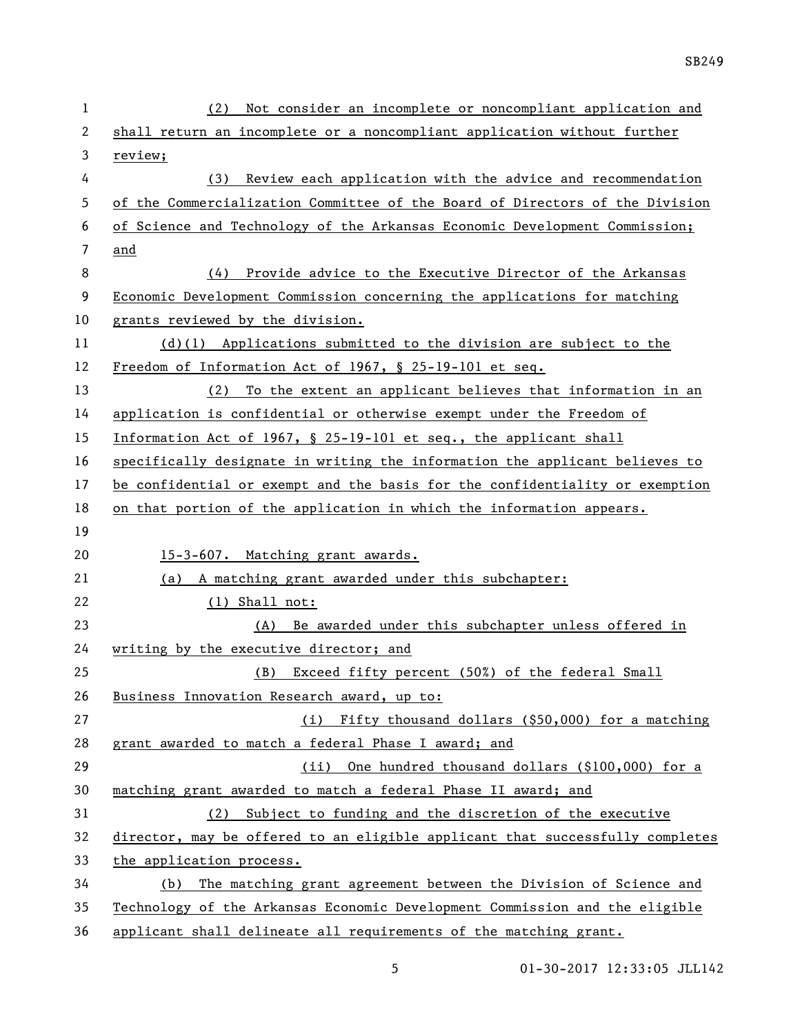(2) Not consider an incomplete or noncompliant application and shall return an incomplete or a noncompliant application without further review;

(3) Review each application with the advice and recommendation of the Commercialization Committee of the Board of Directors of the Division of Science and Technology of the Arkansas Economic Development Commission; and

(4) Provide advice to the Executive Director of the Arkansas Economic Development Commission concerning the applications for matching grants reviewed by the division.

(d)(1) Applications submitted to the division are subject to the Freedom of Information Act of 1967, § 25-19-101 et seq.

(2) To the extent an applicant believes that information in an application is confidential or otherwise exempt under the Freedom of Information Act of 1967, § 25-19-101 et seq., the applicant shall specifically designate in writing the information the applicant believes to be confidential or exempt and the basis for the confidentiality or exemption on that portion of the application in which the information appears.

15-3-607. Matching grant awards.

(a) A matching grant awarded under this subchapter:

(1) Shall not:

(A) Be awarded under this subchapter unless offered in writing by the executive director; and

(B) Exceed fifty percent (50%) of the federal Small Business Innovation Research award, up to:

(i) Fifty thousand dollars ($50,000) for a matching grant awarded to match a federal Phase I award; and

(ii) One hundred thousand dollars ($100,000) for a matching grant awarded to match a federal Phase II award; and

(2) Subject to funding and the discretion of the executive director, may be offered to an eligible applicant that successfully completes the application process.

(b) The matching grant agreement between the Division of Science and Technology of the Arkansas Economic Development Commission and the eligible applicant shall delineate all requirements of the matching grant.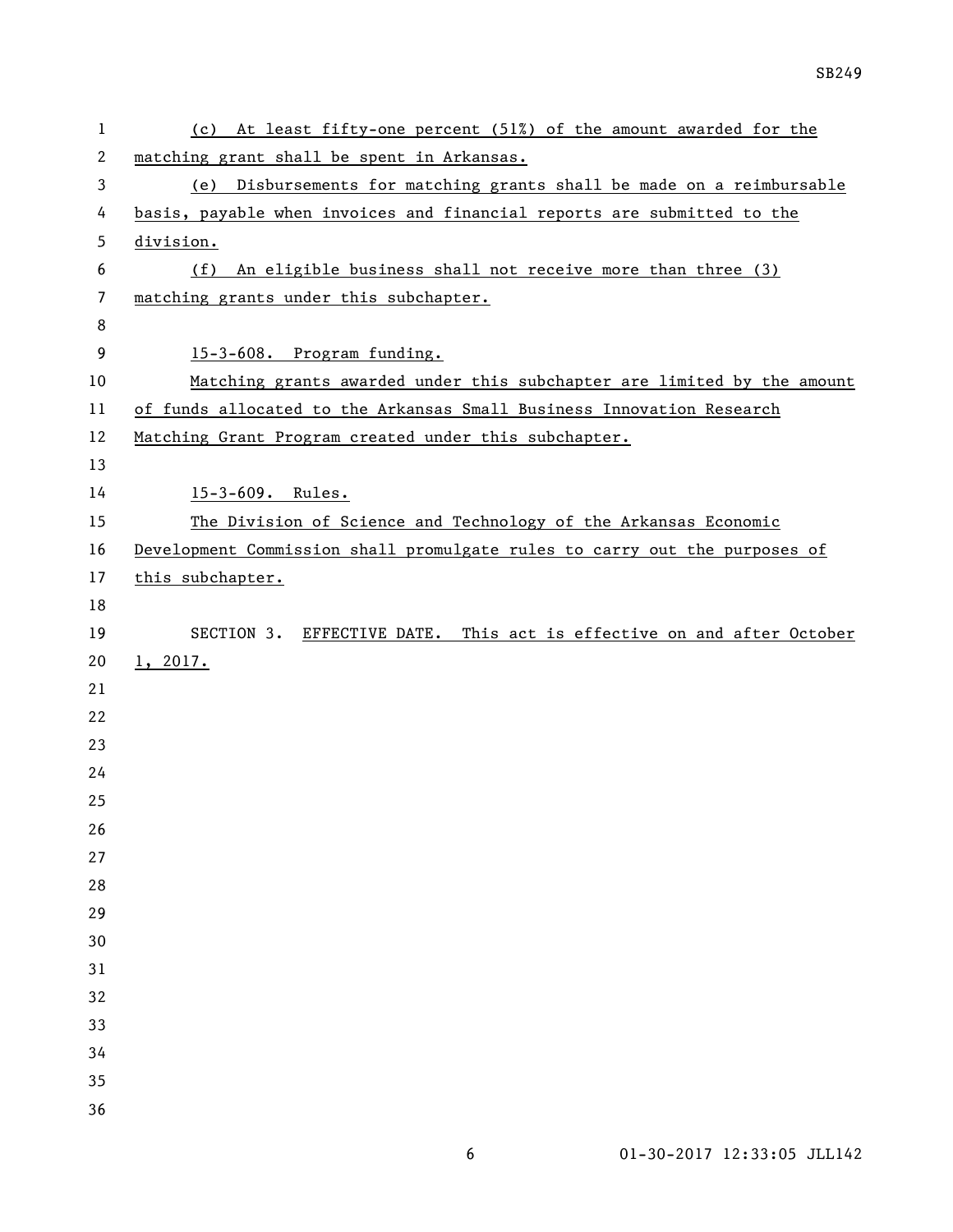(c) At least fifty-one percent (51%) of the amount awarded for the matching grant shall be spent in Arkansas.

(e) Disbursements for matching grants shall be made on a reimbursable basis, payable when invoices and financial reports are submitted to the division.

(f) An eligible business shall not receive more than three (3) matching grants under this subchapter.

15-3-608. Program funding.

Matching grants awarded under this subchapter are limited by the amount of funds allocated to the Arkansas Small Business Innovation Research Matching Grant Program created under this subchapter.

15-3-609. Rules.

The Division of Science and Technology of the Arkansas Economic Development Commission shall promulgate rules to carry out the purposes of this subchapter.

SECTION 3. EFFECTIVE DATE. This act is effective on and after October 1, 2017.